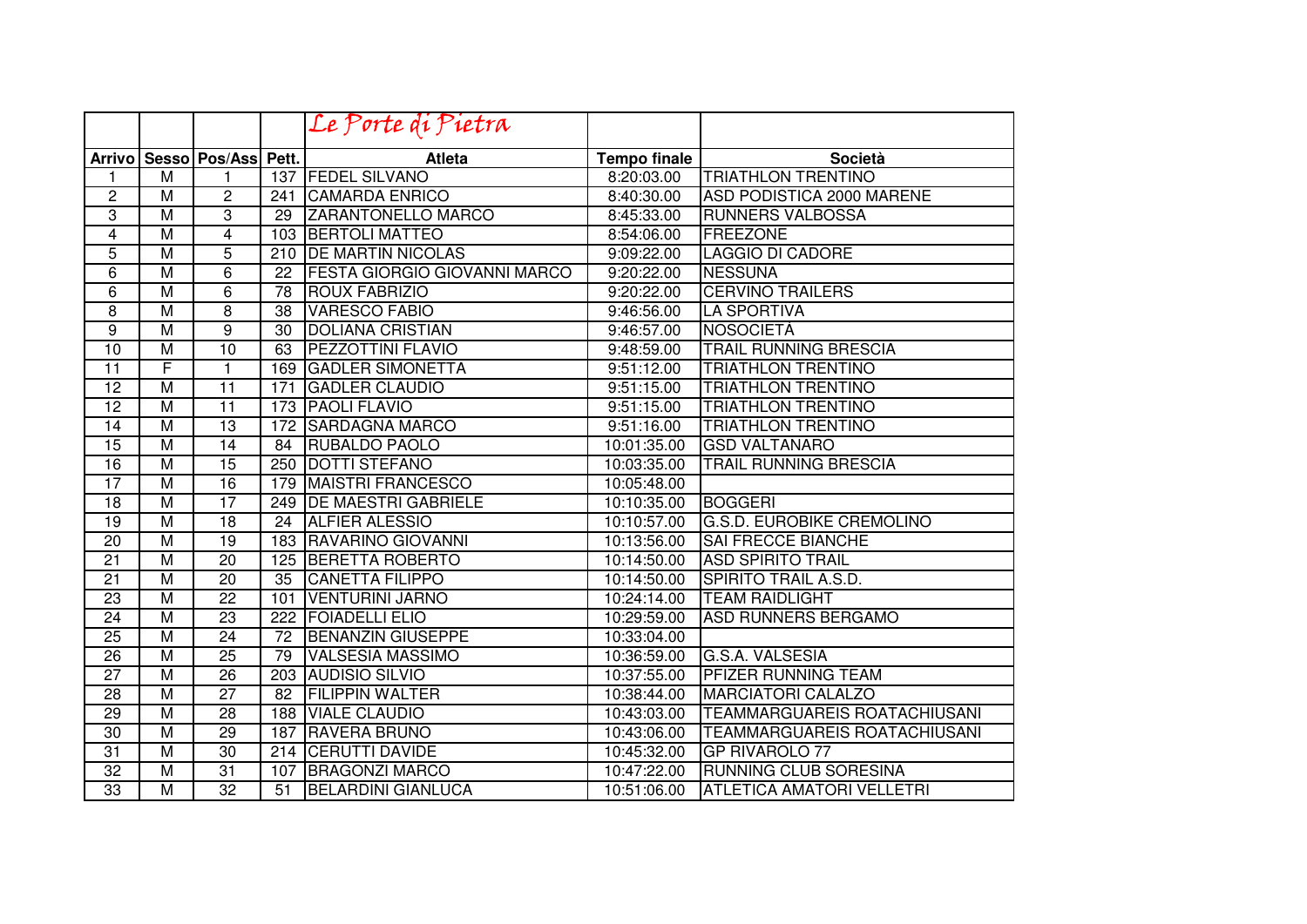|  |  |  |  | Le Porte di Pietra |  |  |
|---|---|---|---|---|---|---|
| **Arrivo** | **Sesso** | **Pos/Ass** | **Pett.** | **Atleta** | **Tempo finale** | **Società** |
| 1 | M | 1 | 137 | FEDEL SILVANO | 8:20:03.00 | TRIATHLON TRENTINO |
| 2 | M | 2 | 241 | CAMARDA ENRICO | 8:40:30.00 | ASD PODISTICA 2000 MARENE |
| 3 | M | 3 | 29 | ZARANTONELLO MARCO | 8:45:33.00 | RUNNERS VALBOSSA |
| 4 | M | 4 | 103 | BERTOLI MATTEO | 8:54:06.00 | FREEZONE |
| 5 | M | 5 | 210 | DE MARTIN NICOLAS | 9:09:22.00 | LAGGIO DI CADORE |
| 6 | M | 6 | 22 | FESTA GIORGIO GIOVANNI MARCO | 9:20:22.00 | NESSUNA |
| 6 | M | 6 | 78 | ROUX FABRIZIO | 9:20:22.00 | CERVINO TRAILERS |
| 8 | M | 8 | 38 | VARESCO FABIO | 9:46:56.00 | LA SPORTIVA |
| 9 | M | 9 | 30 | DOLIANA CRISTIAN | 9:46:57.00 | NOSOCIETÀ |
| 10 | M | 10 | 63 | PEZZOTTINI FLAVIO | 9:48:59.00 | TRAIL RUNNING BRESCIA |
| 11 | F | 1 | 169 | GADLER SIMONETTA | 9:51:12.00 | TRIATHLON TRENTINO |
| 12 | M | 11 | 171 | GADLER CLAUDIO | 9:51:15.00 | TRIATHLON TRENTINO |
| 12 | M | 11 | 173 | PAOLI FLAVIO | 9:51:15.00 | TRIATHLON TRENTINO |
| 14 | M | 13 | 172 | SARDAGNA MARCO | 9:51:16.00 | TRIATHLON TRENTINO |
| 15 | M | 14 | 84 | RUBALDO PAOLO | 10:01:35.00 | GSD VALTANARO |
| 16 | M | 15 | 250 | DOTTI STEFANO | 10:03:35.00 | TRAIL RUNNING BRESCIA |
| 17 | M | 16 | 179 | MAISTRI FRANCESCO | 10:05:48.00 |  |
| 18 | M | 17 | 249 | DE MAESTRI GABRIELE | 10:10:35.00 | BOGGERI |
| 19 | M | 18 | 24 | ALFIER ALESSIO | 10:10:57.00 | G.S.D. EUROBIKE CREMOLINO |
| 20 | M | 19 | 183 | RAVARINO GIOVANNI | 10:13:56.00 | SAI FRECCE BIANCHE |
| 21 | M | 20 | 125 | BERETTA ROBERTO | 10:14:50.00 | ASD SPIRITO TRAIL |
| 21 | M | 20 | 35 | CANETTA FILIPPO | 10:14:50.00 | SPIRITO TRAIL A.S.D. |
| 23 | M | 22 | 101 | VENTURINI JARNO | 10:24:14.00 | TEAM RAIDLIGHT |
| 24 | M | 23 | 222 | FOIADELLI ELIO | 10:29:59.00 | ASD RUNNERS BERGAMO |
| 25 | M | 24 | 72 | BENANZIN GIUSEPPE | 10:33:04.00 |  |
| 26 | M | 25 | 79 | VALSESIA MASSIMO | 10:36:59.00 | G.S.A. VALSESIA |
| 27 | M | 26 | 203 | AUDISIO SILVIO | 10:37:55.00 | PFIZER RUNNING TEAM |
| 28 | M | 27 | 82 | FILIPPIN WALTER | 10:38:44.00 | MARCIATORI CALALZO |
| 29 | M | 28 | 188 | VIALE CLAUDIO | 10:43:03.00 | TEAMMARGUAREIS ROATACHIUSANI |
| 30 | M | 29 | 187 | RAVERA BRUNO | 10:43:06.00 | TEAMMARGUAREIS ROATACHIUSANI |
| 31 | M | 30 | 214 | CERUTTI DAVIDE | 10:45:32.00 | GP RIVAROLO 77 |
| 32 | M | 31 | 107 | BRAGONZI MARCO | 10:47:22.00 | RUNNING CLUB SORESINA |
| 33 | M | 32 | 51 | BELARDINI GIANLUCA | 10:51:06.00 | ATLETICA AMATORI VELLETRI |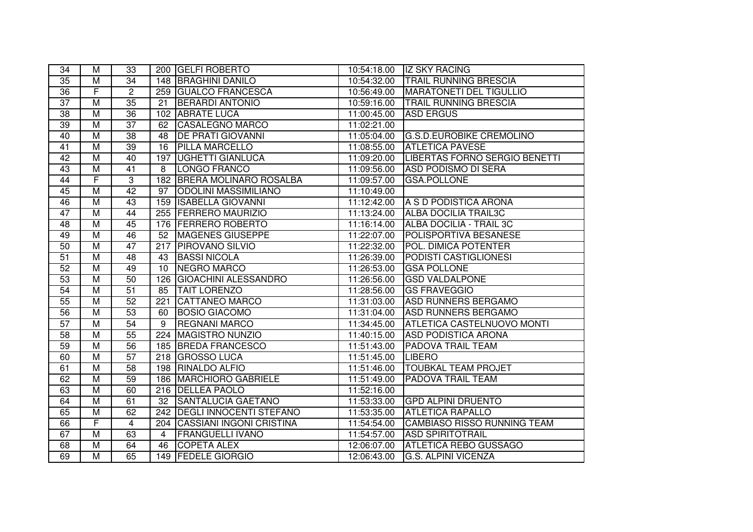| 34 | M | 33 | 200 | GELFI ROBERTO | 10:54:18.00 | IZ SKY RACING |
|---|---|---|---|---|---|---|
| 35 | M | 34 | 148 | BRAGHINI DANILO | 10:54:32.00 | TRAIL RUNNING BRESCIA |
| 36 | F | 2 | 259 | GUALCO FRANCESCA | 10:56:49.00 | MARATONETI DEL TIGULLIO |
| 37 | M | 35 | 21 | BERARDI ANTONIO | 10:59:16.00 | TRAIL RUNNING BRESCIA |
| 38 | M | 36 | 102 | ABRATE LUCA | 11:00:45.00 | ASD ERGUS |
| 39 | M | 37 | 62 | CASALEGNO MARCO | 11:02:21.00 | |
| 40 | M | 38 | 48 | DE PRATI GIOVANNI | 11:05:04.00 | G.S.D.EUROBIKE CREMOLINO |
| 41 | M | 39 | 16 | PILLA MARCELLO | 11:08:55.00 | ATLETICA PAVESE |
| 42 | M | 40 | 197 | UGHETTI GIANLUCA | 11:09:20.00 | LIBERTAS FORNO SERGIO BENETTI |
| 43 | M | 41 | 8 | LONGO FRANCO | 11:09:56.00 | ASD PODISMO DI SERA |
| 44 | F | 3 | 182 | BRERA MOLINARO ROSALBA | 11:09:57.00 | GSA.POLLONE |
| 45 | M | 42 | 97 | ODOLINI MASSIMILIANO | 11:10:49.00 | |
| 46 | M | 43 | 159 | ISABELLA GIOVANNI | 11:12:42.00 | A S D PODISTICA ARONA |
| 47 | M | 44 | 255 | FERRERO MAURIZIO | 11:13:24.00 | ALBA DOCILIA TRAIL3C |
| 48 | M | 45 | 176 | FERRERO ROBERTO | 11:16:14.00 | ALBA DOCILIA - TRAIL 3C |
| 49 | M | 46 | 52 | MAGENES GIUSEPPE | 11:22:07.00 | POLISPORTIVA BESANESE |
| 50 | M | 47 | 217 | PIROVANO SILVIO | 11:22:32.00 | POL. DIMICA POTENTER |
| 51 | M | 48 | 43 | BASSI NICOLA | 11:26:39.00 | PODISTI CASTIGLIONESI |
| 52 | M | 49 | 10 | NEGRO MARCO | 11:26:53.00 | GSA POLLONE |
| 53 | M | 50 | 126 | GIOACHINI ALESSANDRO | 11:26:56.00 | GSD VALDALPONE |
| 54 | M | 51 | 85 | TAIT LORENZO | 11:28:56.00 | GS FRAVEGGIO |
| 55 | M | 52 | 221 | CATTANEO MARCO | 11:31:03.00 | ASD RUNNERS BERGAMO |
| 56 | M | 53 | 60 | BOSIO GIACOMO | 11:31:04.00 | ASD RUNNERS BERGAMO |
| 57 | M | 54 | 9 | REGNANI MARCO | 11:34:45.00 | ATLETICA CASTELNUOVO MONTI |
| 58 | M | 55 | 224 | MAGISTRO NUNZIO | 11:40:15.00 | ASD PODISTICA ARONA |
| 59 | M | 56 | 185 | BREDA FRANCESCO | 11:51:43.00 | PADOVA TRAIL TEAM |
| 60 | M | 57 | 218 | GROSSO LUCA | 11:51:45.00 | LIBERO |
| 61 | M | 58 | 198 | RINALDO ALFIO | 11:51:46.00 | TOUBKAL TEAM PROJET |
| 62 | M | 59 | 186 | MARCHIORO GABRIELE | 11:51:49.00 | PADOVA TRAIL TEAM |
| 63 | M | 60 | 216 | DELLEA PAOLO | 11:52:16.00 | |
| 64 | M | 61 | 32 | SANTALUCIA GAETANO | 11:53:33.00 | GPD ALPINI DRUENTO |
| 65 | M | 62 | 242 | DEGLI INNOCENTI STEFANO | 11:53:35.00 | ATLETICA RAPALLO |
| 66 | F | 4 | 204 | CASSIANI INGONI CRISTINA | 11:54:54.00 | CAMBIASO RISSO RUNNING TEAM |
| 67 | M | 63 | 4 | FRANGUELLI IVANO | 11:54:57.00 | ASD SPIRITOTRAIL |
| 68 | M | 64 | 46 | COPETA ALEX | 12:06:07.00 | ATLETICA REBO GUSSAGO |
| 69 | M | 65 | 149 | FEDELE GIORGIO | 12:06:43.00 | G.S. ALPINI VICENZA |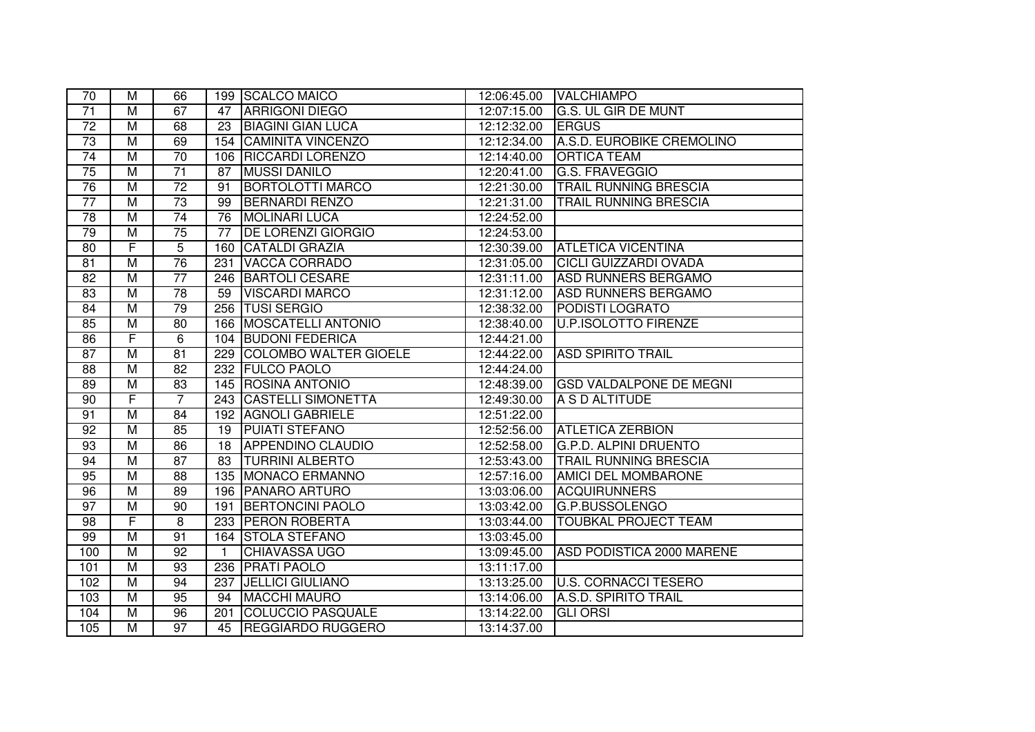| 70 | M | 66 | 199 | SCALCO MAICO | 12:06:45.00 | VALCHIAMPO |
|---|---|---|---|---|---|---|
| 71 | M | 67 | 47 | ARRIGONI DIEGO | 12:07:15.00 | G.S. UL GIR DE MUNT |
| 72 | M | 68 | 23 | BIAGINI GIAN LUCA | 12:12:32.00 | ERGUS |
| 73 | M | 69 | 154 | CAMINITA VINCENZO | 12:12:34.00 | A.S.D. EUROBIKE CREMOLINO |
| 74 | M | 70 | 106 | RICCARDI LORENZO | 12:14:40.00 | ORTICA TEAM |
| 75 | M | 71 | 87 | MUSSI DANILO | 12:20:41.00 | G.S. FRAVEGGIO |
| 76 | M | 72 | 91 | BORTOLOTTI MARCO | 12:21:30.00 | TRAIL RUNNING BRESCIA |
| 77 | M | 73 | 99 | BERNARDI RENZO | 12:21:31.00 | TRAIL RUNNING BRESCIA |
| 78 | M | 74 | 76 | MOLINARI LUCA | 12:24:52.00 | |
| 79 | M | 75 | 77 | DE LORENZI GIORGIO | 12:24:53.00 | |
| 80 | F | 5 | 160 | CATALDI GRAZIA | 12:30:39.00 | ATLETICA VICENTINA |
| 81 | M | 76 | 231 | VACCA CORRADO | 12:31:05.00 | CICLI GUIZZARDI OVADA |
| 82 | M | 77 | 246 | BARTOLI CESARE | 12:31:11.00 | ASD RUNNERS BERGAMO |
| 83 | M | 78 | 59 | VISCARDI MARCO | 12:31:12.00 | ASD RUNNERS BERGAMO |
| 84 | M | 79 | 256 | TUSI SERGIO | 12:38:32.00 | PODISTI LOGRATO |
| 85 | M | 80 | 166 | MOSCATELLI ANTONIO | 12:38:40.00 | U.P.ISOLOTTO FIRENZE |
| 86 | F | 6 | 104 | BUDONI FEDERICA | 12:44:21.00 | |
| 87 | M | 81 | 229 | COLOMBO WALTER GIOELE | 12:44:22.00 | ASD SPIRITO TRAIL |
| 88 | M | 82 | 232 | FULCO PAOLO | 12:44:24.00 | |
| 89 | M | 83 | 145 | ROSINA ANTONIO | 12:48:39.00 | GSD VALDALPONE DE MEGNI |
| 90 | F | 7 | 243 | CASTELLI SIMONETTA | 12:49:30.00 | A S D ALTITUDE |
| 91 | M | 84 | 192 | AGNOLI GABRIELE | 12:51:22.00 | |
| 92 | M | 85 | 19 | PUIATI STEFANO | 12:52:56.00 | ATLETICA ZERBION |
| 93 | M | 86 | 18 | APPENDINO CLAUDIO | 12:52:58.00 | G.P.D. ALPINI DRUENTO |
| 94 | M | 87 | 83 | TURRINI ALBERTO | 12:53:43.00 | TRAIL RUNNING BRESCIA |
| 95 | M | 88 | 135 | MONACO ERMANNO | 12:57:16.00 | AMICI DEL MOMBARONE |
| 96 | M | 89 | 196 | PANARO ARTURO | 13:03:06.00 | ACQUIRUNNERS |
| 97 | M | 90 | 191 | BERTONCINI PAOLO | 13:03:42.00 | G.P.BUSSOLENGO |
| 98 | F | 8 | 233 | PERON ROBERTA | 13:03:44.00 | TOUBKAL PROJECT TEAM |
| 99 | M | 91 | 164 | STOLA STEFANO | 13:03:45.00 | |
| 100 | M | 92 | 1 | CHIAVASSA UGO | 13:09:45.00 | ASD PODISTICA 2000 MARENE |
| 101 | M | 93 | 236 | PRATI PAOLO | 13:11:17.00 | |
| 102 | M | 94 | 237 | JELLICI GIULIANO | 13:13:25.00 | U.S. CORNACCI TESERO |
| 103 | M | 95 | 94 | MACCHI MAURO | 13:14:06.00 | A.S.D. SPIRITO TRAIL |
| 104 | M | 96 | 201 | COLUCCIO PASQUALE | 13:14:22.00 | GLI ORSI |
| 105 | M | 97 | 45 | REGGIARDO RUGGERO | 13:14:37.00 | |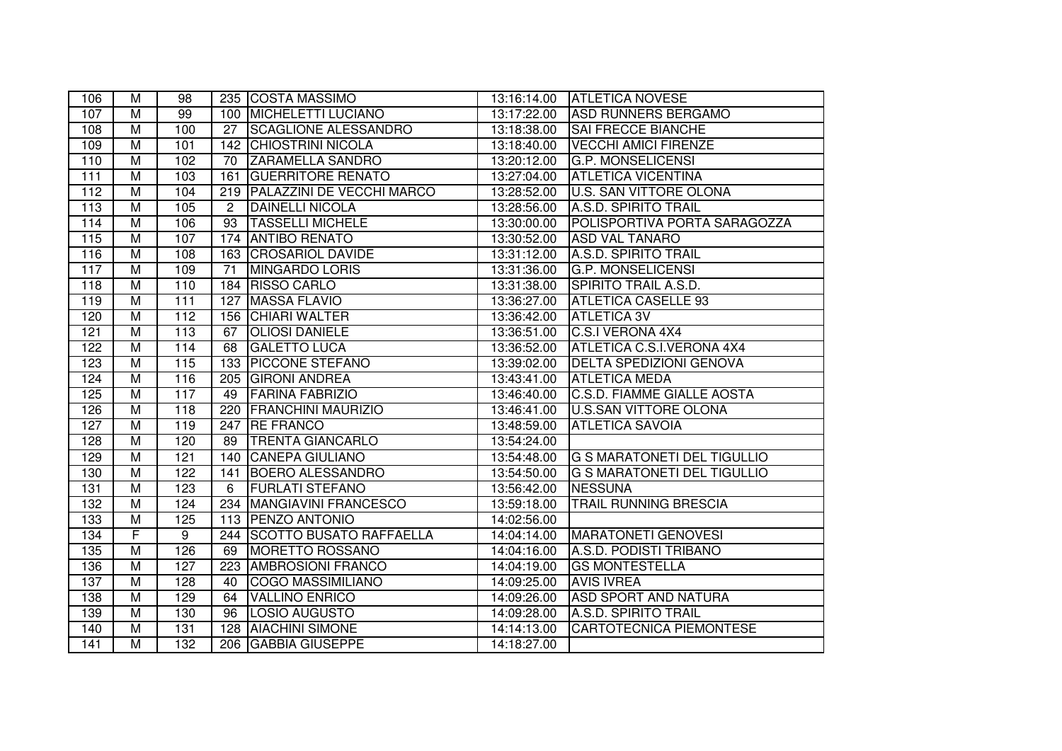|  |  |  |  |  |  |  |
|---|---|---|---|---|---|---|
| 106 | M | 98 | 235 | COSTA MASSIMO | 13:16:14.00 | ATLETICA NOVESE |
| 107 | M | 99 | 100 | MICHELETTI LUCIANO | 13:17:22.00 | ASD RUNNERS BERGAMO |
| 108 | M | 100 | 27 | SCAGLIONE ALESSANDRO | 13:18:38.00 | SAI FRECCE BIANCHE |
| 109 | M | 101 | 142 | CHIOSTRINI NICOLA | 13:18:40.00 | VECCHI AMICI FIRENZE |
| 110 | M | 102 | 70 | ZARAMELLA SANDRO | 13:20:12.00 | G.P. MONSELICENSI |
| 111 | M | 103 | 161 | GUERRITORE RENATO | 13:27:04.00 | ATLETICA VICENTINA |
| 112 | M | 104 | 219 | PALAZZINI DE VECCHI MARCO | 13:28:52.00 | U.S. SAN VITTORE OLONA |
| 113 | M | 105 | 2 | DAINELLI NICOLA | 13:28:56.00 | A.S.D. SPIRITO TRAIL |
| 114 | M | 106 | 93 | TASSELLI MICHELE | 13:30:00.00 | POLISPORTIVA PORTA SARAGOZZA |
| 115 | M | 107 | 174 | ANTIBO RENATO | 13:30:52.00 | ASD VAL TANARO |
| 116 | M | 108 | 163 | CROSARIOL DAVIDE | 13:31:12.00 | A.S.D. SPIRITO TRAIL |
| 117 | M | 109 | 71 | MINGARDO LORIS | 13:31:36.00 | G.P. MONSELICENSI |
| 118 | M | 110 | 184 | RISSO CARLO | 13:31:38.00 | SPIRITO TRAIL A.S.D. |
| 119 | M | 111 | 127 | MASSA FLAVIO | 13:36:27.00 | ATLETICA CASELLE 93 |
| 120 | M | 112 | 156 | CHIARI WALTER | 13:36:42.00 | ATLETICA 3V |
| 121 | M | 113 | 67 | OLIOSI DANIELE | 13:36:51.00 | C.S.I VERONA 4X4 |
| 122 | M | 114 | 68 | GALETTO LUCA | 13:36:52.00 | ATLETICA C.S.I.VERONA 4X4 |
| 123 | M | 115 | 133 | PICCONE STEFANO | 13:39:02.00 | DELTA SPEDIZIONI GENOVA |
| 124 | M | 116 | 205 | GIRONI ANDREA | 13:43:41.00 | ATLETICA MEDA |
| 125 | M | 117 | 49 | FARINA FABRIZIO | 13:46:40.00 | C.S.D. FIAMME GIALLE AOSTA |
| 126 | M | 118 | 220 | FRANCHINI MAURIZIO | 13:46:41.00 | U.S.SAN VITTORE OLONA |
| 127 | M | 119 | 247 | RE FRANCO | 13:48:59.00 | ATLETICA SAVOIA |
| 128 | M | 120 | 89 | TRENTA GIANCARLO | 13:54:24.00 |  |
| 129 | M | 121 | 140 | CANEPA GIULIANO | 13:54:48.00 | G S MARATONETI DEL TIGULLIO |
| 130 | M | 122 | 141 | BOERO ALESSANDRO | 13:54:50.00 | G S MARATONETI DEL TIGULLIO |
| 131 | M | 123 | 6 | FURLATI STEFANO | 13:56:42.00 | NESSUNA |
| 132 | M | 124 | 234 | MANGIAVINI FRANCESCO | 13:59:18.00 | TRAIL RUNNING BRESCIA |
| 133 | M | 125 | 113 | PENZO ANTONIO | 14:02:56.00 |  |
| 134 | F | 9 | 244 | SCOTTO BUSATO RAFFAELLA | 14:04:14.00 | MARATONETI GENOVESI |
| 135 | M | 126 | 69 | MORETTO ROSSANO | 14:04:16.00 | A.S.D. PODISTI TRIBANO |
| 136 | M | 127 | 223 | AMBROSIONI FRANCO | 14:04:19.00 | GS MONTESTELLA |
| 137 | M | 128 | 40 | COGO MASSIMILIANO | 14:09:25.00 | AVIS IVREA |
| 138 | M | 129 | 64 | VALLINO ENRICO | 14:09:26.00 | ASD SPORT AND NATURA |
| 139 | M | 130 | 96 | LOSIO AUGUSTO | 14:09:28.00 | A.S.D. SPIRITO TRAIL |
| 140 | M | 131 | 128 | AIACHINI SIMONE | 14:14:13.00 | CARTOTECNICA PIEMONTESE |
| 141 | M | 132 | 206 | GABBIA GIUSEPPE | 14:18:27.00 |  |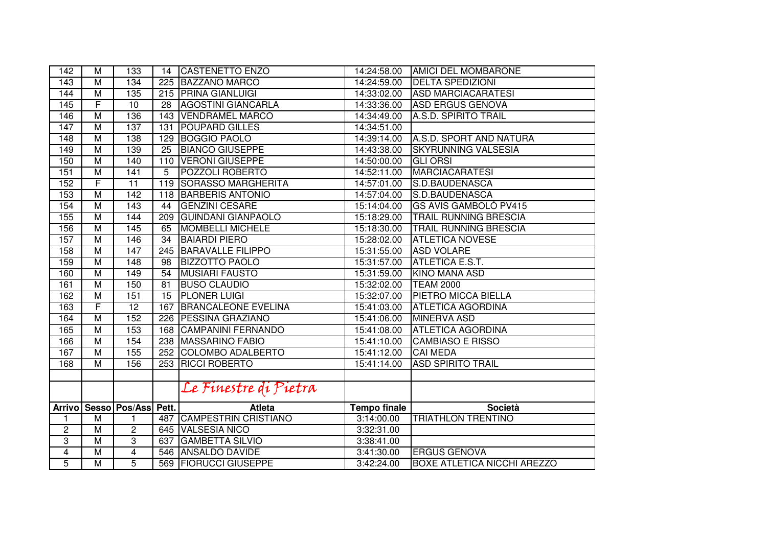| 142 | M | 133 | 14 | CASTENETTO ENZO | 14:24:58.00 | AMICI DEL MOMBARONE |
|---|---|---|---|---|---|---|
| 143 | M | 134 | 225 | BAZZANO MARCO | 14:24:59.00 | DELTA SPEDIZIONI |
| 144 | M | 135 | 215 | PRINA GIANLUIGI | 14:33:02.00 | ASD MARCIACARATESI |
| 145 | F | 10 | 28 | AGOSTINI GIANCARLA | 14:33:36.00 | ASD ERGUS GENOVA |
| 146 | M | 136 | 143 | VENDRAMEL MARCO | 14:34:49.00 | A.S.D. SPIRITO TRAIL |
| 147 | M | 137 | 131 | POUPARD GILLES | 14:34:51.00 | |
| 148 | M | 138 | 129 | BOGGIO PAOLO | 14:39:14.00 | A.S.D. SPORT AND NATURA |
| 149 | M | 139 | 25 | BIANCO GIUSEPPE | 14:43:38.00 | SKYRUNNING VALSESIA |
| 150 | M | 140 | 110 | VERONI GIUSEPPE | 14:50:00.00 | GLI ORSI |
| 151 | M | 141 | 5 | POZZOLI ROBERTO | 14:52:11.00 | MARCIACARATESI |
| 152 | F | 11 | 119 | SORASSO MARGHERITA | 14:57:01.00 | S.D.BAUDENASCA |
| 153 | M | 142 | 118 | BARBERIS ANTONIO | 14:57:04.00 | S.D.BAUDENASCA |
| 154 | M | 143 | 44 | GENZINI CESARE | 15:14:04.00 | GS AVIS GAMBOLÒ PV415 |
| 155 | M | 144 | 209 | GUINDANI GIANPAOLO | 15:18:29.00 | TRAIL RUNNING BRESCIA |
| 156 | M | 145 | 65 | MOMBELLI MICHELE | 15:18:30.00 | TRAIL RUNNING BRESCIA |
| 157 | M | 146 | 34 | BAIARDI PIERO | 15:28:02.00 | ATLETICA NOVESE |
| 158 | M | 147 | 245 | BARAVALLE FILIPPO | 15:31:55.00 | ASD VOLARE |
| 159 | M | 148 | 98 | BIZZOTTO PAOLO | 15:31:57.00 | ATLETICA E.S.T. |
| 160 | M | 149 | 54 | MUSIARI FAUSTO | 15:31:59.00 | KINO MANA ASD |
| 161 | M | 150 | 81 | BUSO CLAUDIO | 15:32:02.00 | TEAM 2000 |
| 162 | M | 151 | 15 | PLONER LUIGI | 15:32:07.00 | PIETRO MICCA BIELLA |
| 163 | F | 12 | 167 | BRANCALEONE EVELINA | 15:41:03.00 | ATLETICA AGORDINA |
| 164 | M | 152 | 226 | PESSINA GRAZIANO | 15:41:06.00 | MINERVA ASD |
| 165 | M | 153 | 168 | CAMPANINI FERNANDO | 15:41:08.00 | ATLETICA AGORDINA |
| 166 | M | 154 | 238 | MASSARINO FABIO | 15:41:10.00 | CAMBIASO E RISSO |
| 167 | M | 155 | 252 | COLOMBO ADALBERTO | 15:41:12.00 | CAI MEDA |
| 168 | M | 156 | 253 | RICCI ROBERTO | 15:41:14.00 | ASD SPIRITO TRAIL |

## Le Finestre di Pietra

| Arrivo | Sesso | Pos/Ass | Pett. | Atleta | Tempo finale | Società |
|---|---|---|---|---|---|---|
| 1 | M | 1 | 487 | CAMPESTRIN CRISTIANO | 3:14:00.00 | TRIATHLON TRENTINO |
| 2 | M | 2 | 645 | VALSESIA NICO | 3:32:31.00 | |
| 3 | M | 3 | 637 | GAMBETTA SILVIO | 3:38:41.00 | |
| 4 | M | 4 | 546 | ANSALDO DAVIDE | 3:41:30.00 | ERGUS GENOVA |
| 5 | M | 5 | 569 | FIORUCCI GIUSEPPE | 3:42:24.00 | BOXE ATLETICA NICCHI AREZZO |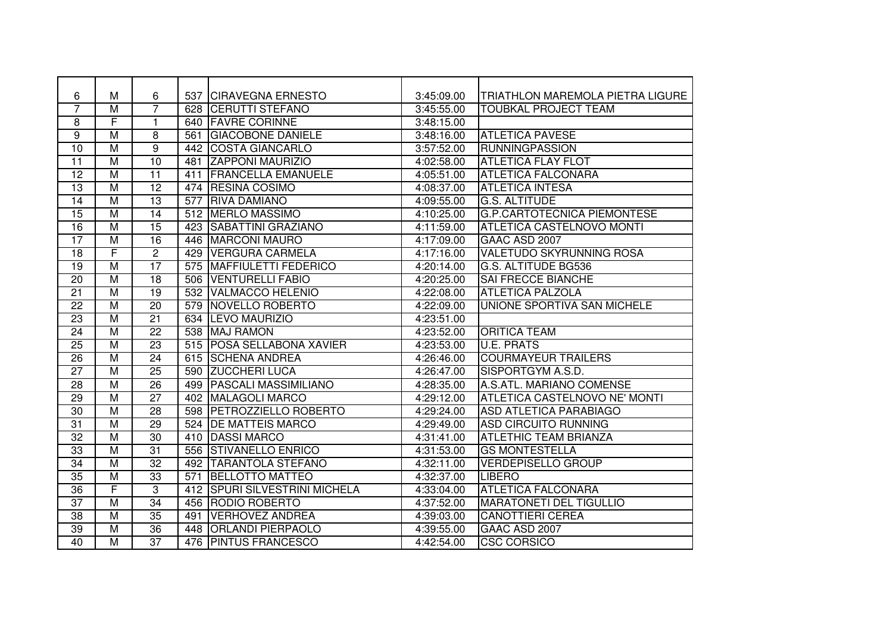|  |  |  |  |  |  |  |
|---|---|---|---|---|---|---|
| 6 | M | 6 | 537 | CIRAVEGNA ERNESTO | 3:45:09.00 | TRIATHLON MAREMOLA PIETRA LIGURE |
| 7 | M | 7 | 628 | CERUTTI STEFANO | 3:45:55.00 | TOUBKAL PROJECT TEAM |
| 8 | F | 1 | 640 | FAVRE CORINNE | 3:48:15.00 |  |
| 9 | M | 8 | 561 | GIACOBONE DANIELE | 3:48:16.00 | ATLETICA PAVESE |
| 10 | M | 9 | 442 | COSTA GIANCARLO | 3:57:52.00 | RUNNINGPASSION |
| 11 | M | 10 | 481 | ZAPPONI MAURIZIO | 4:02:58.00 | ATLETICA FLAY FLOT |
| 12 | M | 11 | 411 | FRANCELLA EMANUELE | 4:05:51.00 | ATLETICA FALCONARA |
| 13 | M | 12 | 474 | RESINA COSIMO | 4:08:37.00 | ATLETICA INTESA |
| 14 | M | 13 | 577 | RIVA DAMIANO | 4:09:55.00 | G.S. ALTITUDE |
| 15 | M | 14 | 512 | MERLO MASSIMO | 4:10:25.00 | G.P.CARTOTECNICA PIEMONTESE |
| 16 | M | 15 | 423 | SABATTINI GRAZIANO | 4:11:59.00 | ATLETICA CASTELNOVO MONTI |
| 17 | M | 16 | 446 | MARCONI MAURO | 4:17:09.00 | GAAC ASD 2007 |
| 18 | F | 2 | 429 | VERGURA CARMELA | 4:17:16.00 | VALETUDO SKYRUNNING ROSA |
| 19 | M | 17 | 575 | MAFFIULETTI FEDERICO | 4:20:14.00 | G.S. ALTITUDE BG536 |
| 20 | M | 18 | 506 | VENTURELLI FABIO | 4:20:25.00 | SAI FRECCE BIANCHE |
| 21 | M | 19 | 532 | VALMACCO HELENIO | 4:22:08.00 | ATLETICA PALZOLA |
| 22 | M | 20 | 579 | NOVELLO ROBERTO | 4:22:09.00 | UNIONE SPORTIVA SAN MICHELE |
| 23 | M | 21 | 634 | LEVO MAURIZIO | 4:23:51.00 |  |
| 24 | M | 22 | 538 | MAJ RAMON | 4:23:52.00 | ORITICA TEAM |
| 25 | M | 23 | 515 | POSA SELLABONA XAVIER | 4:23:53.00 | U.E. PRATS |
| 26 | M | 24 | 615 | SCHENA ANDREA | 4:26:46.00 | COURMAYEUR TRAILERS |
| 27 | M | 25 | 590 | ZUCCHERI LUCA | 4:26:47.00 | SISPORTGYM A.S.D. |
| 28 | M | 26 | 499 | PASCALI MASSIMILIANO | 4:28:35.00 | A.S.ATL. MARIANO COMENSE |
| 29 | M | 27 | 402 | MALAGOLI MARCO | 4:29:12.00 | ATLETICA CASTELNOVO NE' MONTI |
| 30 | M | 28 | 598 | PETROZZIELLO ROBERTO | 4:29:24.00 | ASD ATLETICA PARABIAGO |
| 31 | M | 29 | 524 | DE MATTEIS MARCO | 4:29:49.00 | ASD CIRCUITO RUNNING |
| 32 | M | 30 | 410 | DASSI MARCO | 4:31:41.00 | ATLETHIC TEAM BRIANZA |
| 33 | M | 31 | 556 | STIVANELLO ENRICO | 4:31:53.00 | GS MONTESTELLA |
| 34 | M | 32 | 492 | TARANTOLA STEFANO | 4:32:11.00 | VERDEPISELLO GROUP |
| 35 | M | 33 | 571 | BELLOTTO MATTEO | 4:32:37.00 | LIBERO |
| 36 | F | 3 | 412 | SPURI SILVESTRINI MICHELA | 4:33:04.00 | ATLETICA FALCONARA |
| 37 | M | 34 | 456 | RODIO ROBERTO | 4:37:52.00 | MARATONETI DEL TIGULLIO |
| 38 | M | 35 | 491 | VERHOVEZ ANDREA | 4:39:03.00 | CANOTTIERI CEREA |
| 39 | M | 36 | 448 | ORLANDI PIERPAOLO | 4:39:55.00 | GAAC ASD 2007 |
| 40 | M | 37 | 476 | PINTUS FRANCESCO | 4:42:54.00 | CSC CORSICO |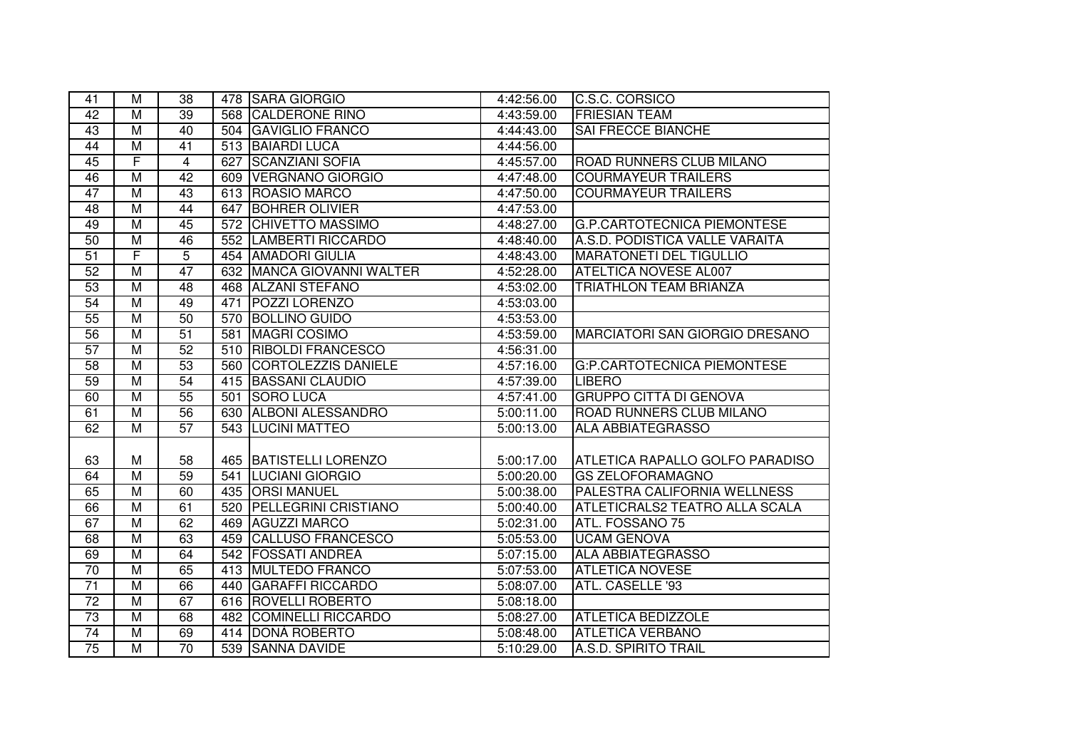| 41 | M | 38 | 478 | SARA GIORGIO | 4:42:56.00 | C.S.C. CORSICO |
|---|---|---|---|---|---|---|
| 42 | M | 39 | 568 | CALDERONE RINO | 4:43:59.00 | FRIESIAN TEAM |
| 43 | M | 40 | 504 | GAVIGLIO FRANCO | 4:44:43.00 | SAI FRECCE BIANCHE |
| 44 | M | 41 | 513 | BAIARDI LUCA | 4:44:56.00 | |
| 45 | F | 4 | 627 | SCANZIANI SOFIA | 4:45:57.00 | ROAD RUNNERS CLUB MILANO |
| 46 | M | 42 | 609 | VERGNANO GIORGIO | 4:47:48.00 | COURMAYEUR TRAILERS |
| 47 | M | 43 | 613 | ROASIO MARCO | 4:47:50.00 | COURMAYEUR TRAILERS |
| 48 | M | 44 | 647 | BOHRER OLIVIER | 4:47:53.00 | |
| 49 | M | 45 | 572 | CHIVETTO MASSIMO | 4:48:27.00 | G.P.CARTOTECNICA PIEMONTESE |
| 50 | M | 46 | 552 | LAMBERTI RICCARDO | 4:48:40.00 | A.S.D. PODISTICA VALLE VARAITA |
| 51 | F | 5 | 454 | AMADORI GIULIA | 4:48:43.00 | MARATONETI DEL TIGULLIO |
| 52 | M | 47 | 632 | MANCA GIOVANNI WALTER | 4:52:28.00 | ATELTICA NOVESE AL007 |
| 53 | M | 48 | 468 | ALZANI STEFANO | 4:53:02.00 | TRIATHLON TEAM BRIANZA |
| 54 | M | 49 | 471 | POZZI LORENZO | 4:53:03.00 | |
| 55 | M | 50 | 570 | BOLLINO GUIDO | 4:53:53.00 | |
| 56 | M | 51 | 581 | MAGRÌ COSIMO | 4:53:59.00 | MARCIATORI SAN GIORGIO DRESANO |
| 57 | M | 52 | 510 | RIBOLDI FRANCESCO | 4:56:31.00 | |
| 58 | M | 53 | 560 | CORTOLEZZIS DANIELE | 4:57:16.00 | G:P.CARTOTECNICA PIEMONTESE |
| 59 | M | 54 | 415 | BASSANI CLAUDIO | 4:57:39.00 | LIBERO |
| 60 | M | 55 | 501 | SORO LUCA | 4:57:41.00 | GRUPPO CITTÀ DI GENOVA |
| 61 | M | 56 | 630 | ALBONI ALESSANDRO | 5:00:11.00 | ROAD RUNNERS CLUB MILANO |
| 62 | M | 57 | 543 | LUCINI MATTEO | 5:00:13.00 | ALA ABBIATEGRASSO |
| 63 | M | 58 | 465 | BATISTELLI LORENZO | 5:00:17.00 | ATLETICA RAPALLO GOLFO PARADISO |
| 64 | M | 59 | 541 | LUCIANI GIORGIO | 5:00:20.00 | GS ZELOFORAMAGNO |
| 65 | M | 60 | 435 | ORSI MANUEL | 5:00:38.00 | PALESTRA CALIFORNIA WELLNESS |
| 66 | M | 61 | 520 | PELLEGRINI CRISTIANO | 5:00:40.00 | ATLETICRALS2 TEATRO ALLA SCALA |
| 67 | M | 62 | 469 | AGUZZI MARCO | 5:02:31.00 | ATL. FOSSANO 75 |
| 68 | M | 63 | 459 | CALLUSO FRANCESCO | 5:05:53.00 | UCAM GENOVA |
| 69 | M | 64 | 542 | FOSSATI ANDREA | 5:07:15.00 | ALA ABBIATEGRASSO |
| 70 | M | 65 | 413 | MULTEDO FRANCO | 5:07:53.00 | ATLETICA NOVESE |
| 71 | M | 66 | 440 | GARAFFI RICCARDO | 5:08:07.00 | ATL. CASELLE '93 |
| 72 | M | 67 | 616 | ROVELLI ROBERTO | 5:08:18.00 | |
| 73 | M | 68 | 482 | COMINELLI RICCARDO | 5:08:27.00 | ATLETICA BEDIZZOLE |
| 74 | M | 69 | 414 | DONÀ ROBERTO | 5:08:48.00 | ATLETICA VERBANO |
| 75 | M | 70 | 539 | SANNA DAVIDE | 5:10:29.00 | A.S.D. SPIRITO TRAIL |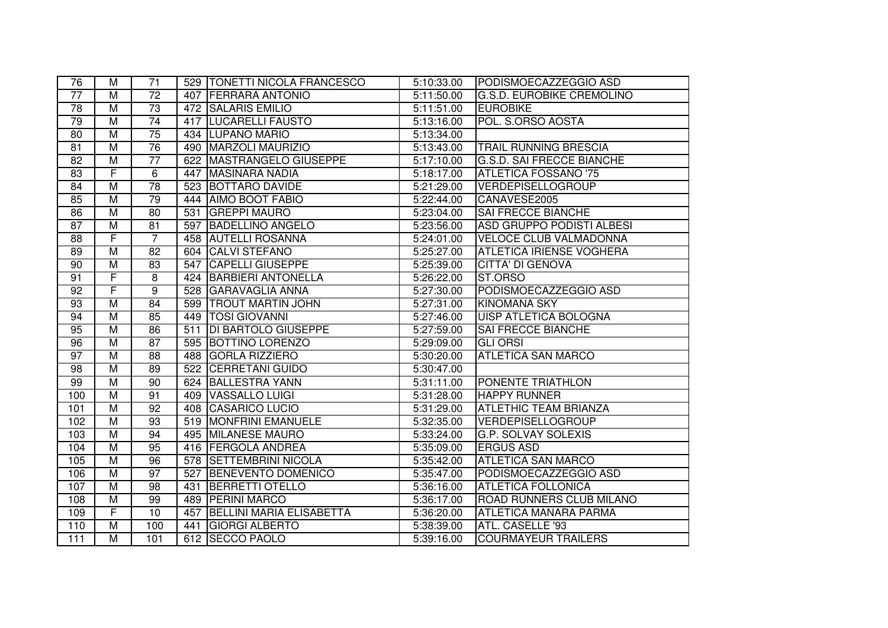| 76 | M | 71 | 529 | TONETTI NICOLA FRANCESCO | 5:10:33.00 | PODISMOECAZZEGGIO ASD |
|---|---|---|---|---|---|---|
| 77 | M | 72 | 407 | FERRARA ANTONIO | 5:11:50.00 | G.S.D. EUROBIKE CREMOLINO |
| 78 | M | 73 | 472 | SALARIS EMILIO | 5:11:51.00 | EUROBIKE |
| 79 | M | 74 | 417 | LUCARELLI FAUSTO | 5:13:16.00 | POL. S.ORSO AOSTA |
| 80 | M | 75 | 434 | LUPANO MARIO | 5:13:34.00 | |
| 81 | M | 76 | 490 | MARZOLI MAURIZIO | 5:13:43.00 | TRAIL RUNNING BRESCIA |
| 82 | M | 77 | 622 | MASTRANGELO GIUSEPPE | 5:17:10.00 | G.S.D. SAI FRECCE BIANCHE |
| 83 | F | 6 | 447 | MASINARA NADIA | 5:18:17.00 | ATLETICA FOSSANO '75 |
| 84 | M | 78 | 523 | BOTTARO DAVIDE | 5:21:29.00 | VERDEPISELLOGROUP |
| 85 | M | 79 | 444 | AIMO BOOT FABIO | 5:22:44.00 | CANAVESE2005 |
| 86 | M | 80 | 531 | GREPPI MAURO | 5:23:04.00 | SAI FRECCE BIANCHE |
| 87 | M | 81 | 597 | BADELLINO ANGELO | 5:23:56.00 | ASD GRUPPO PODISTI ALBESI |
| 88 | F | 7 | 458 | AUTELLI ROSANNA | 5:24:01.00 | VELOCE CLUB VALMADONNA |
| 89 | M | 82 | 604 | CALVI STEFANO | 5:25:27.00 | ATLETICA IRIENSE VOGHERA |
| 90 | M | 83 | 547 | CAPELLI GIUSEPPE | 5:25:39.00 | CITTA' DI GENOVA |
| 91 | F | 8 | 424 | BARBIERI ANTONELLA | 5:26:22.00 | ST.ORSO |
| 92 | F | 9 | 528 | GARAVAGLIA ANNA | 5:27:30.00 | PODISMOECAZZEGGIO ASD |
| 93 | M | 84 | 599 | TROUT MARTIN JOHN | 5:27:31.00 | KINOMANA SKY |
| 94 | M | 85 | 449 | TOSI GIOVANNI | 5:27:46.00 | UISP ATLETICA BOLOGNA |
| 95 | M | 86 | 511 | DI BARTOLO GIUSEPPE | 5:27:59.00 | SAI FRECCE BIANCHE |
| 96 | M | 87 | 595 | BOTTINO LORENZO | 5:29:09.00 | GLI ORSI |
| 97 | M | 88 | 488 | GORLA RIZZIERO | 5:30:20.00 | ATLETICA SAN MARCO |
| 98 | M | 89 | 522 | CERRETANI GUIDO | 5:30:47.00 | |
| 99 | M | 90 | 624 | BALLESTRA YANN | 5:31:11.00 | PONENTE TRIATHLON |
| 100 | M | 91 | 409 | VASSALLO LUIGI | 5:31:28.00 | HAPPY RUNNER |
| 101 | M | 92 | 408 | CASARICO LUCIO | 5:31:29.00 | ATLETHIC TEAM BRIANZA |
| 102 | M | 93 | 519 | MONFRINI EMANUELE | 5:32:35.00 | VERDEPISELLOGROUP |
| 103 | M | 94 | 495 | MILANESE MAURO | 5:33:24.00 | G.P. SOLVAY SOLEXIS |
| 104 | M | 95 | 416 | FERGOLA ANDREA | 5:35:09.00 | ERGUS ASD |
| 105 | M | 96 | 578 | SETTEMBRINI NICOLA | 5:35:42.00 | ATLETICA SAN MARCO |
| 106 | M | 97 | 527 | BENEVENTO DOMENICO | 5:35:47.00 | PODISMOECAZZEGGIO ASD |
| 107 | M | 98 | 431 | BERRETTI OTELLO | 5:36:16.00 | ATLETICA FOLLONICA |
| 108 | M | 99 | 489 | PERINI MARCO | 5:36:17.00 | ROAD RUNNERS CLUB MILANO |
| 109 | F | 10 | 457 | BELLINI MARIA ELISABETTA | 5:36:20.00 | ATLETICA MANARA PARMA |
| 110 | M | 100 | 441 | GIORGI ALBERTO | 5:38:39.00 | ATL. CASELLE '93 |
| 111 | M | 101 | 612 | SECCO PAOLO | 5:39:16.00 | COURMAYEUR TRAILERS |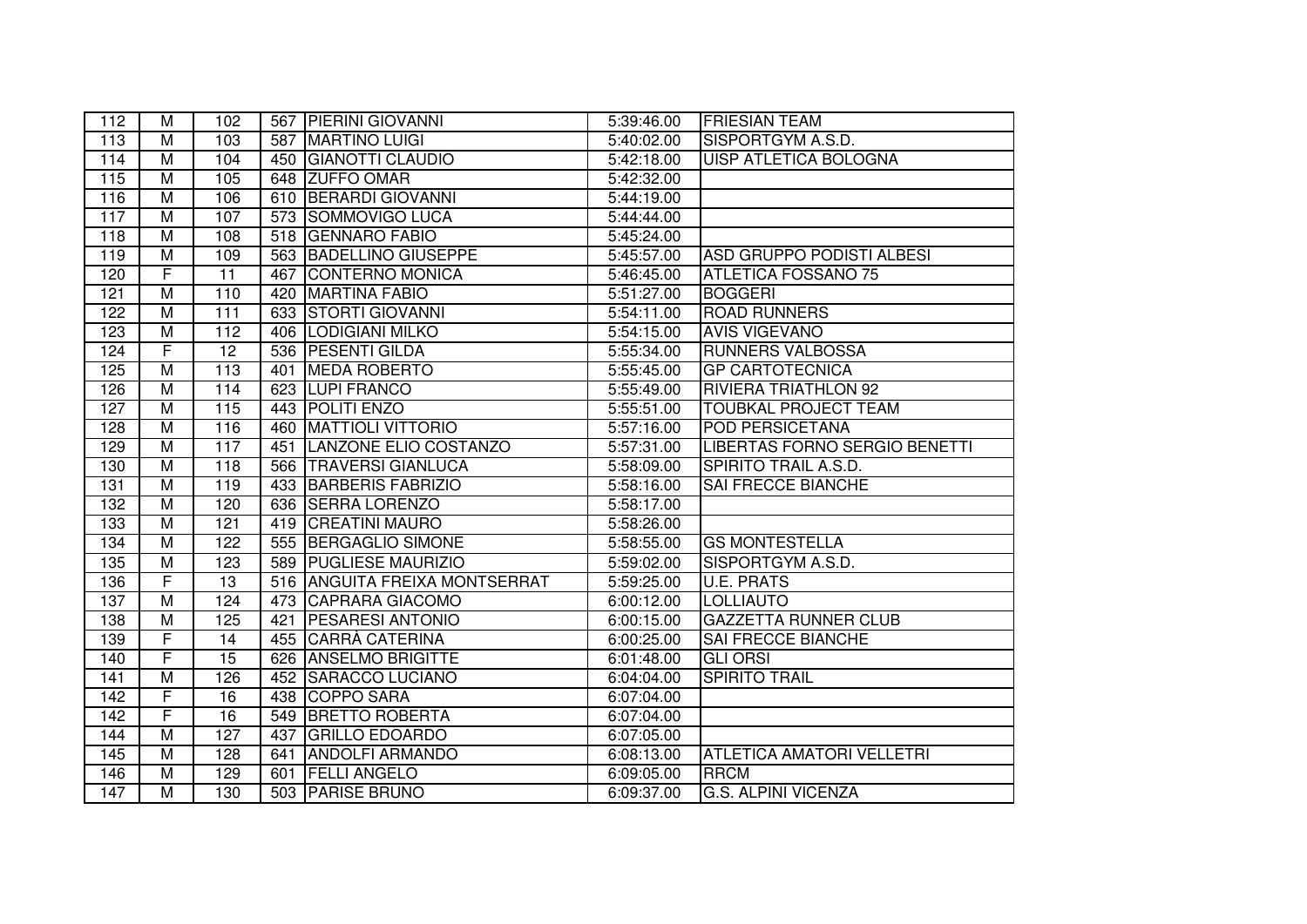| | | | | | | |
|---|---|---|---|---|---|---|
| 112 | M | 102 | 567 | PIERINI GIOVANNI | 5:39:46.00 | FRIESIAN TEAM |
| 113 | M | 103 | 587 | MARTINO LUIGI | 5:40:02.00 | SISPORTGYM A.S.D. |
| 114 | M | 104 | 450 | GIANOTTI CLAUDIO | 5:42:18.00 | UISP ATLETICA BOLOGNA |
| 115 | M | 105 | 648 | ZUFFO OMAR | 5:42:32.00 | |
| 116 | M | 106 | 610 | BERARDI GIOVANNI | 5:44:19.00 | |
| 117 | M | 107 | 573 | SOMMOVIGO LUCA | 5:44:44.00 | |
| 118 | M | 108 | 518 | GENNARO FABIO | 5:45:24.00 | |
| 119 | M | 109 | 563 | BADELLINO GIUSEPPE | 5:45:57.00 | ASD GRUPPO PODISTI ALBESI |
| 120 | F | 11 | 467 | CONTERNO MONICA | 5:46:45.00 | ATLETICA FOSSANO 75 |
| 121 | M | 110 | 420 | MARTINA FABIO | 5:51:27.00 | BOGGERI |
| 122 | M | 111 | 633 | STORTI GIOVANNI | 5:54:11.00 | ROAD RUNNERS |
| 123 | M | 112 | 406 | LODIGIANI MILKO | 5:54:15.00 | AVIS VIGEVANO |
| 124 | F | 12 | 536 | PESENTI GILDA | 5:55:34.00 | RUNNERS VALBOSSA |
| 125 | M | 113 | 401 | MEDA ROBERTO | 5:55:45.00 | GP CARTOTECNICA |
| 126 | M | 114 | 623 | LUPI FRANCO | 5:55:49.00 | RIVIERA TRIATHLON 92 |
| 127 | M | 115 | 443 | POLITI ENZO | 5:55:51.00 | TOUBKAL PROJECT TEAM |
| 128 | M | 116 | 460 | MATTIOLI VITTORIO | 5:57:16.00 | POD PERSICETANA |
| 129 | M | 117 | 451 | LANZONE ELIO COSTANZO | 5:57:31.00 | LIBERTAS FORNO SERGIO BENETTI |
| 130 | M | 118 | 566 | TRAVERSI GIANLUCA | 5:58:09.00 | SPIRITO TRAIL A.S.D. |
| 131 | M | 119 | 433 | BARBERIS FABRIZIO | 5:58:16.00 | SAI FRECCE BIANCHE |
| 132 | M | 120 | 636 | SERRA LORENZO | 5:58:17.00 | |
| 133 | M | 121 | 419 | CREATINI MAURO | 5:58:26.00 | |
| 134 | M | 122 | 555 | BERGAGLIO SIMONE | 5:58:55.00 | GS MONTESTELLA |
| 135 | M | 123 | 589 | PUGLIESE MAURIZIO | 5:59:02.00 | SISPORTGYM A.S.D. |
| 136 | F | 13 | 516 | ANGUITA FREIXA MONTSERRAT | 5:59:25.00 | U.E. PRATS |
| 137 | M | 124 | 473 | CAPRARA GIACOMO | 6:00:12.00 | LOLLIAUTO |
| 138 | M | 125 | 421 | PESARESI ANTONIO | 6:00:15.00 | GAZZETTA RUNNER CLUB |
| 139 | F | 14 | 455 | CARRÀ CATERINA | 6:00:25.00 | SAI FRECCE BIANCHE |
| 140 | F | 15 | 626 | ANSELMO BRIGITTE | 6:01:48.00 | GLI ORSI |
| 141 | M | 126 | 452 | SARACCO LUCIANO | 6:04:04.00 | SPIRITO TRAIL |
| 142 | F | 16 | 438 | COPPO SARA | 6:07:04.00 | |
| 142 | F | 16 | 549 | BRETTO ROBERTA | 6:07:04.00 | |
| 144 | M | 127 | 437 | GRILLO EDOARDO | 6:07:05.00 | |
| 145 | M | 128 | 641 | ANDOLFI ARMANDO | 6:08:13.00 | ATLETICA AMATORI VELLETRI |
| 146 | M | 129 | 601 | FELLI ANGELO | 6:09:05.00 | RRCM |
| 147 | M | 130 | 503 | PARISE BRUNO | 6:09:37.00 | G.S. ALPINI VICENZA |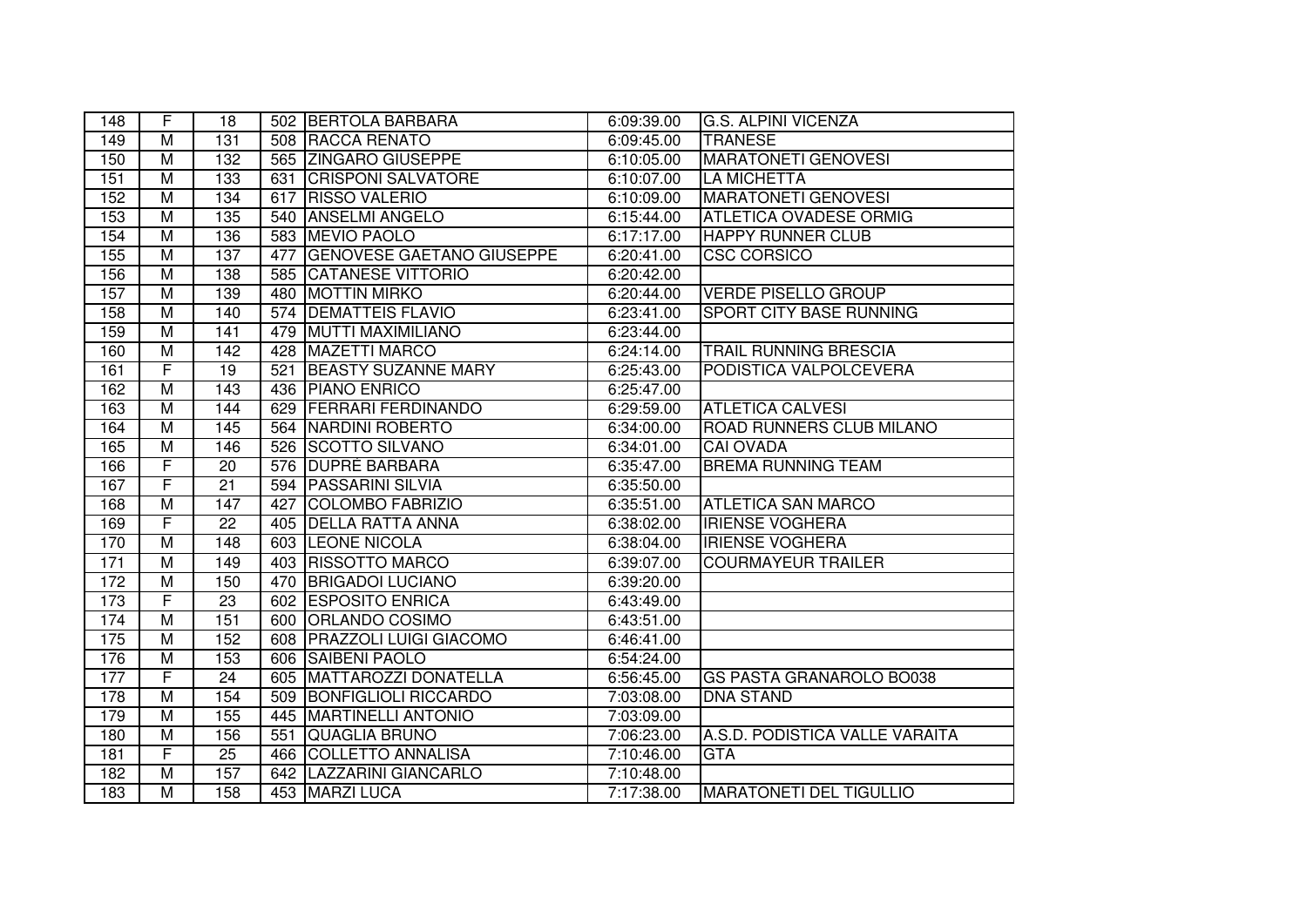| 148 | F | 18 | 502 | BERTOLA BARBARA | 6:09:39.00 | G.S. ALPINI VICENZA |
|---|---|---|---|---|---|---|
| 149 | M | 131 | 508 | RACCA RENATO | 6:09:45.00 | TRANESE |
| 150 | M | 132 | 565 | ZINGARO GIUSEPPE | 6:10:05.00 | MARATONETI GENOVESI |
| 151 | M | 133 | 631 | CRISPONI SALVATORE | 6:10:07.00 | LA MICHETTA |
| 152 | M | 134 | 617 | RISSO VALERIO | 6:10:09.00 | MARATONETI GENOVESI |
| 153 | M | 135 | 540 | ANSELMI ANGELO | 6:15:44.00 | ATLETICA OVADESE ORMIG |
| 154 | M | 136 | 583 | MEVIO PAOLO | 6:17:17.00 | HAPPY RUNNER CLUB |
| 155 | M | 137 | 477 | GENOVESE GAETANO GIUSEPPE | 6:20:41.00 | CSC CORSICO |
| 156 | M | 138 | 585 | CATANESE VITTORIO | 6:20:42.00 | |
| 157 | M | 139 | 480 | MOTTIN MIRKO | 6:20:44.00 | VERDE PISELLO GROUP |
| 158 | M | 140 | 574 | DEMATTEIS FLAVIO | 6:23:41.00 | SPORT CITY BASE RUNNING |
| 159 | M | 141 | 479 | MUTTI MAXIMILIANO | 6:23:44.00 | |
| 160 | M | 142 | 428 | MAZETTI MARCO | 6:24:14.00 | TRAIL RUNNING BRESCIA |
| 161 | F | 19 | 521 | BEASTY SUZANNE MARY | 6:25:43.00 | PODISTICA VALPOLCEVERA |
| 162 | M | 143 | 436 | PIANO ENRICO | 6:25:47.00 | |
| 163 | M | 144 | 629 | FERRARI FERDINANDO | 6:29:59.00 | ATLETICA CALVESI |
| 164 | M | 145 | 564 | NARDINI ROBERTO | 6:34:00.00 | ROAD RUNNERS CLUB MILANO |
| 165 | M | 146 | 526 | SCOTTO SILVANO | 6:34:01.00 | CAI OVADA |
| 166 | F | 20 | 576 | DUPRÉ BARBARA | 6:35:47.00 | BREMA RUNNING TEAM |
| 167 | F | 21 | 594 | PASSARINI SILVIA | 6:35:50.00 | |
| 168 | M | 147 | 427 | COLOMBO FABRIZIO | 6:35:51.00 | ATLETICA SAN MARCO |
| 169 | F | 22 | 405 | DELLA RATTA ANNA | 6:38:02.00 | IRIENSE VOGHERA |
| 170 | M | 148 | 603 | LEONE NICOLA | 6:38:04.00 | IRIENSE VOGHERA |
| 171 | M | 149 | 403 | RISSOTTO MARCO | 6:39:07.00 | COURMAYEUR TRAILER |
| 172 | M | 150 | 470 | BRIGADOI LUCIANO | 6:39:20.00 | |
| 173 | F | 23 | 602 | ESPOSITO ENRICA | 6:43:49.00 | |
| 174 | M | 151 | 600 | ORLANDO COSIMO | 6:43:51.00 | |
| 175 | M | 152 | 608 | PRAZZOLI LUIGI GIACOMO | 6:46:41.00 | |
| 176 | M | 153 | 606 | SAIBENI PAOLO | 6:54:24.00 | |
| 177 | F | 24 | 605 | MATTAROZZI DONATELLA | 6:56:45.00 | GS PASTA GRANAROLO BO038 |
| 178 | M | 154 | 509 | BONFIGLIOLI RICCARDO | 7:03:08.00 | DNA STAND |
| 179 | M | 155 | 445 | MARTINELLI ANTONIO | 7:03:09.00 | |
| 180 | M | 156 | 551 | QUAGLIA BRUNO | 7:06:23.00 | A.S.D. PODISTICA VALLE VARAITA |
| 181 | F | 25 | 466 | COLLETTO ANNALISA | 7:10:46.00 | GTA |
| 182 | M | 157 | 642 | LAZZARINI GIANCARLO | 7:10:48.00 | |
| 183 | M | 158 | 453 | MARZI LUCA | 7:17:38.00 | MARATONETI DEL TIGULLIO |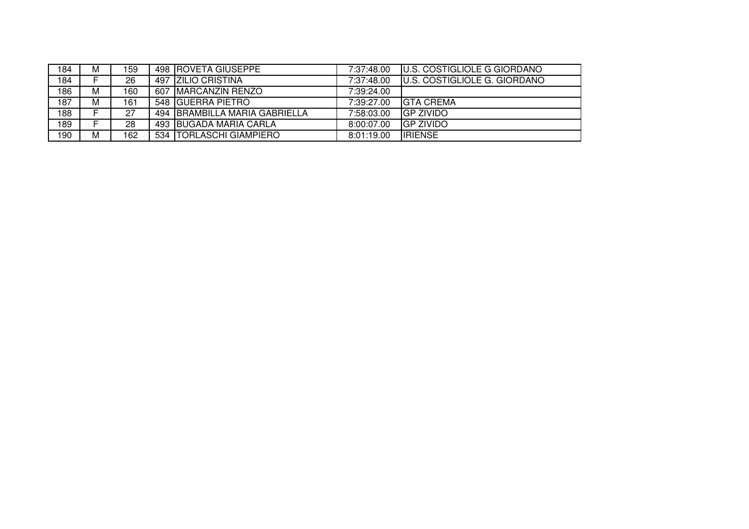| | | | | | | |
|---|---|---|---|---|---|---|
| 184 | M | 159 | 498 | ROVETA GIUSEPPE | 7:37:48.00 | U.S. COSTIGLIOLE G GIORDANO |
| 184 | F | 26 | 497 | ZILIO CRISTINA | 7:37:48.00 | U.S. COSTIGLIOLE G. GIORDANO |
| 186 | M | 160 | 607 | MARCANZIN RENZO | 7:39:24.00 | |
| 187 | M | 161 | 548 | GUERRA PIETRO | 7:39:27.00 | GTA CREMA |
| 188 | F | 27 | 494 | BRAMBILLA MARIA GABRIELLA | 7:58:03.00 | GP ZIVIDO |
| 189 | F | 28 | 493 | BUGADA MARIA CARLA | 8:00:07.00 | GP ZIVIDO |
| 190 | M | 162 | 534 | TORLASCHI GIAMPIERO | 8:01:19.00 | IRIENSE |